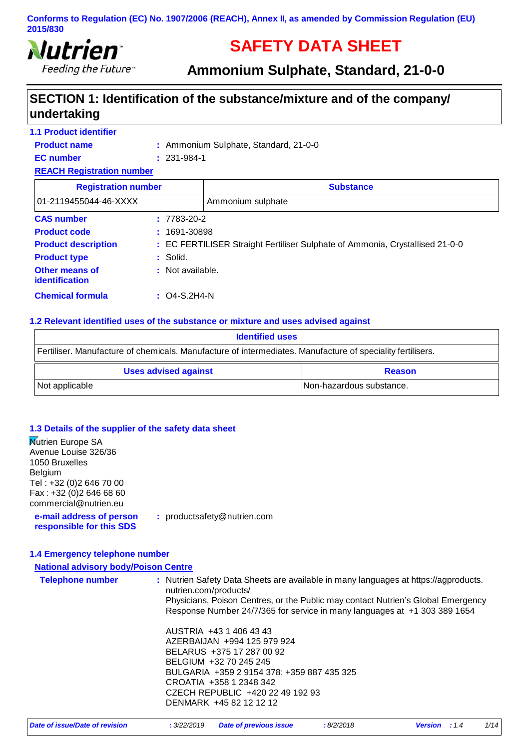Conforms to Regulation (EC) No. 1907/2006 (REACH), Annex II, as amended by Commission Regulation (EU) 2015/830

Nutrien
Feeding the Future™

# SAFETY DATA SHEET

## Ammonium Sulphate, Standard, 21-0-0

## SECTION 1: Identification of the substance/mixture and of the company/ undertaking

### 1.1 Product identifier

**Product name** : Ammonium Sulphate, Standard, 21-0-0

**EC number** : 231-984-1

**REACH Registration number**

| Registration number | Substance |
|---|---|
| 01-2119455044-46-XXXX | Ammonium sulphate |

**CAS number** : 7783-20-2

**Product code** : 1691-30898

**Product description** : EC FERTILISER Straight Fertiliser Sulphate of Ammonia, Crystallised 21-0-0

**Product type** : Solid.

**Other means of identification** : Not available.

**Chemical formula** : O4-S.2H4-N

### 1.2 Relevant identified uses of the substance or mixture and uses advised against

| Identified uses |
|---|
| Fertiliser. Manufacture of chemicals. Manufacture of intermediates. Manufacture of speciality fertilisers. |

| Uses advised against | Reason |
|---|---|
| Not applicable | Non-hazardous substance. |

### 1.3 Details of the supplier of the safety data sheet

Nutrien Europe SA
Avenue Louise 326/36
1050 Bruxelles
Belgium
Tel : +32 (0)2 646 70 00
Fax : +32 (0)2 646 68 60
commercial@nutrien.eu

**e-mail address of person responsible for this SDS** : productsafety@nutrien.com

### 1.4 Emergency telephone number

**National advisory body/Poison Centre**

**Telephone number** : Nutrien Safety Data Sheets are available in many languages at https://agproducts.nutrien.com/products/
Physicians, Poison Centres, or the Public may contact Nutrien's Global Emergency Response Number 24/7/365 for service in many languages at +1 303 389 1654

AUSTRIA +43 1 406 43 43
AZERBAIJAN +994 125 979 924
BELARUS +375 17 287 00 92
BELGIUM +32 70 245 245
BULGARIA +359 2 9154 378; +359 887 435 325
CROATIA +358 1 2348 342
CZECH REPUBLIC +420 22 49 192 93
DENMARK +45 82 12 12 12

*Date of issue/Date of revision* : 3/22/2019 *Date of previous issue* : 8/2/2018 *Version* : 1.4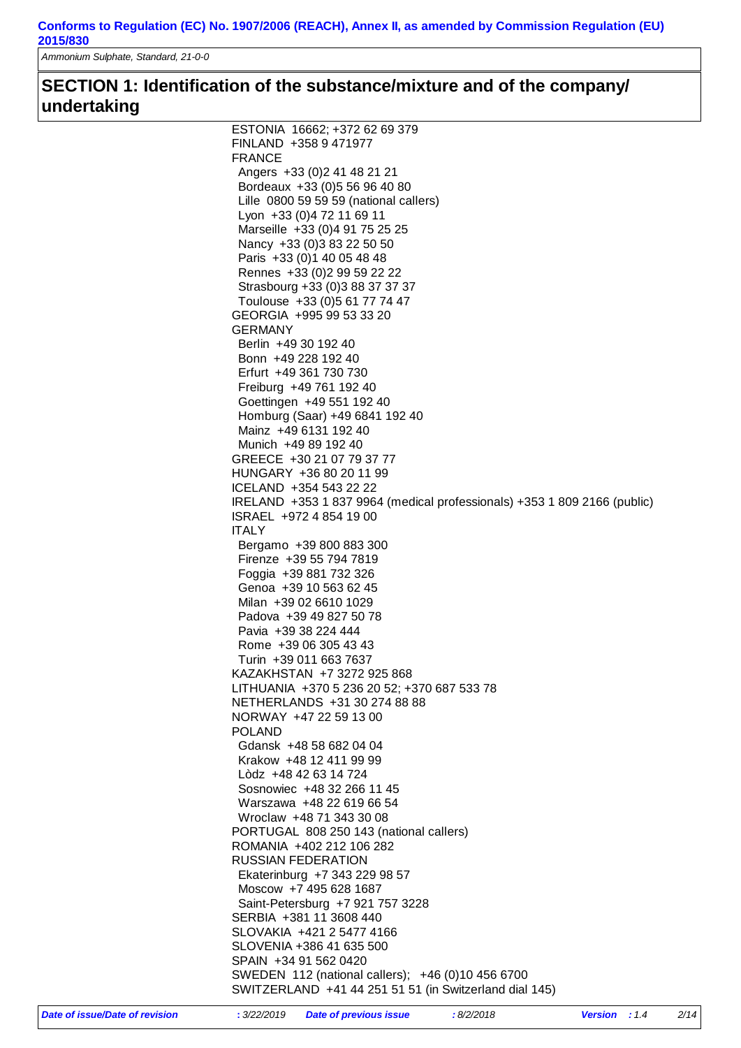## SECTION 1: Identification of the substance/mixture and of the company/undertaking

ESTONIA 16662; +372 62 69 379
FINLAND +358 9 471977
FRANCE
- Angers +33 (0)2 41 48 21 21
- Bordeaux +33 (0)5 56 96 40 80
- Lille 0800 59 59 59 (national callers)
- Lyon +33 (0)4 72 11 69 11
- Marseille +33 (0)4 91 75 25 25
- Nancy +33 (0)3 83 22 50 50
- Paris +33 (0)1 40 05 48 48
- Rennes +33 (0)2 99 59 22 22
- Strasbourg +33 (0)3 88 37 37 37
- Toulouse +33 (0)5 61 77 74 47

GEORGIA +995 99 53 33 20
GERMANY
- Berlin +49 30 192 40
- Bonn +49 228 192 40
- Erfurt +49 361 730 730
- Freiburg +49 761 192 40
- Goettingen +49 551 192 40
- Homburg (Saar) +49 6841 192 40
- Mainz +49 6131 192 40
- Munich +49 89 192 40

GREECE +30 21 07 79 37 77
HUNGARY +36 80 20 11 99
ICELAND +354 543 22 22
IRELAND +353 1 837 9964 (medical professionals) +353 1 809 2166 (public)
ISRAEL +972 4 854 19 00
ITALY
- Bergamo +39 800 883 300
- Firenze +39 55 794 7819
- Foggia +39 881 732 326
- Genoa +39 10 563 62 45
- Milan +39 02 6610 1029
- Padova +39 49 827 50 78
- Pavia +39 38 224 444
- Rome +39 06 305 43 43
- Turin +39 011 663 7637

KAZAKHSTAN +7 3272 925 868
LITHUANIA +370 5 236 20 52; +370 687 533 78
NETHERLANDS +31 30 274 88 88
NORWAY +47 22 59 13 00
POLAND
- Gdansk +48 58 682 04 04
- Krakow +48 12 411 99 99
- Lòdz +48 42 63 14 724
- Sosnowiec +48 32 266 11 45
- Warszawa +48 22 619 66 54
- Wroclaw +48 71 343 30 08

PORTUGAL 808 250 143 (national callers)
ROMANIA +402 212 106 282
RUSSIAN FEDERATION
- Ekaterinburg +7 343 229 98 57
- Moscow +7 495 628 1687
- Saint-Petersburg +7 921 757 3228

SERBIA +381 11 3608 440
SLOVAKIA +421 2 5477 4166
SLOVENIA +386 41 635 500
SPAIN +34 91 562 0420
SWEDEN 112 (national callers); +46 (0)10 456 6700
SWITZERLAND +41 44 251 51 51 (in Switzerland dial 145)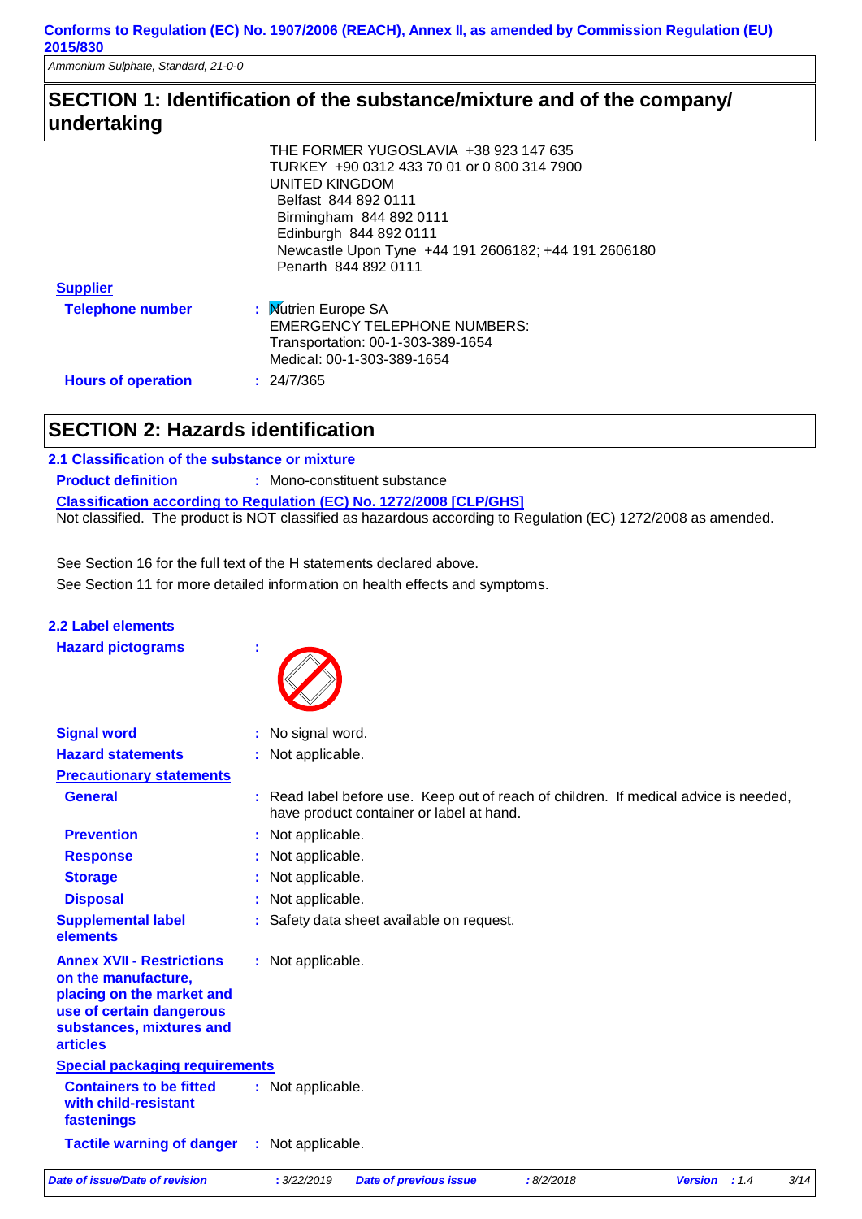## SECTION 1: Identification of the substance/mixture and of the company/ undertaking

THE FORMER YUGOSLAVIA +38 923 147 635
TURKEY +90 0312 433 70 01 or 0 800 314 7900
UNITED KINGDOM
Belfast 844 892 0111
Birmingham 844 892 0111
Edinburgh 844 892 0111
Newcastle Upon Tyne +44 191 2606182; +44 191 2606180
Penarth 844 892 0111

**Supplier**

**Telephone number** : Nutrien Europe SA
EMERGENCY TELEPHONE NUMBERS:
Transportation: 00-1-303-389-1654
Medical: 00-1-303-389-1654

**Hours of operation** : 24/7/365

## SECTION 2: Hazards identification

### 2.1 Classification of the substance or mixture

**Product definition** : Mono-constituent substance

**Classification according to Regulation (EC) No. 1272/2008 [CLP/GHS]**

Not classified. The product is NOT classified as hazardous according to Regulation (EC) 1272/2008 as amended.

See Section 16 for the full text of the H statements declared above.

See Section 11 for more detailed information on health effects and symptoms.

### 2.2 Label elements

**Hazard pictograms** :

**Signal word** : No signal word.

**Hazard statements** : Not applicable.

**Precautionary statements**

**General** : Read label before use. Keep out of reach of children. If medical advice is needed, have product container or label at hand.

**Prevention** : Not applicable.

**Response** : Not applicable.

**Storage** : Not applicable.

**Disposal** : Not applicable.

**Supplemental label elements** : Safety data sheet available on request.

**Annex XVII - Restrictions on the manufacture, placing on the market and use of certain dangerous substances, mixtures and articles** : Not applicable.

**Special packaging requirements**

**Containers to be fitted with child-resistant fastenings** : Not applicable.

**Tactile warning of danger** : Not applicable.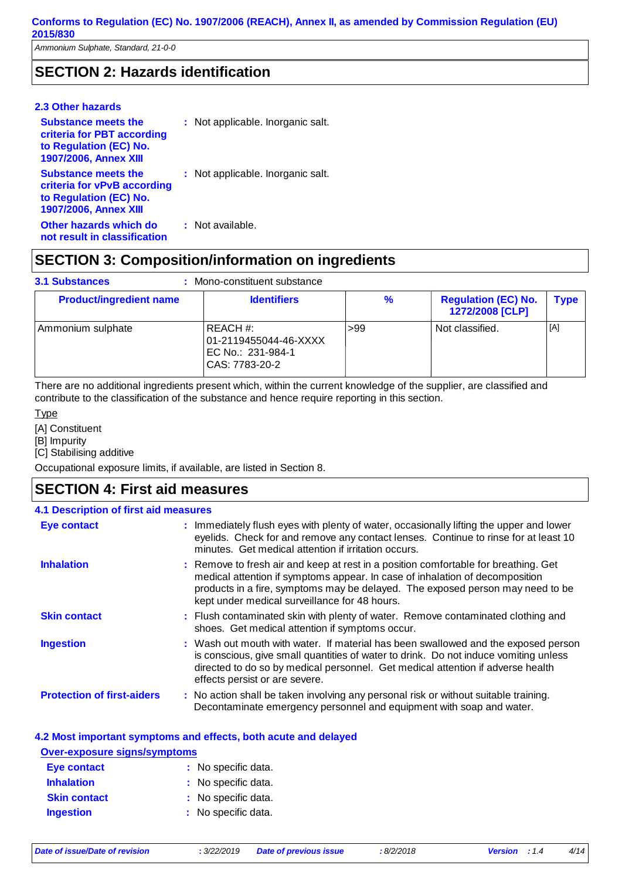## SECTION 2: Hazards identification

### 2.3 Other hazards

**Substance meets the criteria for PBT according to Regulation (EC) No. 1907/2006, Annex XIII** : Not applicable. Inorganic salt.

**Substance meets the criteria for vPvB according to Regulation (EC) No. 1907/2006, Annex XIII** : Not applicable. Inorganic salt.

**Other hazards which do not result in classification** : Not available.

## SECTION 3: Composition/information on ingredients

**3.1 Substances** : Mono-constituent substance

| Product/ingredient name | Identifiers | % | Regulation (EC) No. 1272/2008 [CLP] | Type |
|---|---|---|---|---|
| Ammonium sulphate | REACH #: 01-2119455044-46-XXXX<br>EC No.: 231-984-1<br>CAS: 7783-20-2 | >99 | Not classified. | [A] |

There are no additional ingredients present which, within the current knowledge of the supplier, are classified and contribute to the classification of the substance and hence require reporting in this section.

Type

[A] Constituent
[B] Impurity
[C] Stabilising additive

Occupational exposure limits, if available, are listed in Section 8.

## SECTION 4: First aid measures

### 4.1 Description of first aid measures

**Eye contact** : Immediately flush eyes with plenty of water, occasionally lifting the upper and lower eyelids. Check for and remove any contact lenses. Continue to rinse for at least 10 minutes. Get medical attention if irritation occurs.

**Inhalation** : Remove to fresh air and keep at rest in a position comfortable for breathing. Get medical attention if symptoms appear. In case of inhalation of decomposition products in a fire, symptoms may be delayed. The exposed person may need to be kept under medical surveillance for 48 hours.

**Skin contact** : Flush contaminated skin with plenty of water. Remove contaminated clothing and shoes. Get medical attention if symptoms occur.

**Ingestion** : Wash out mouth with water. If material has been swallowed and the exposed person is conscious, give small quantities of water to drink. Do not induce vomiting unless directed to do so by medical personnel. Get medical attention if adverse health effects persist or are severe.

**Protection of first-aiders** : No action shall be taken involving any personal risk or without suitable training. Decontaminate emergency personnel and equipment with soap and water.

### 4.2 Most important symptoms and effects, both acute and delayed

**Over-exposure signs/symptoms**

**Eye contact** : No specific data.

**Inhalation** : No specific data.

**Skin contact** : No specific data.

**Ingestion** : No specific data.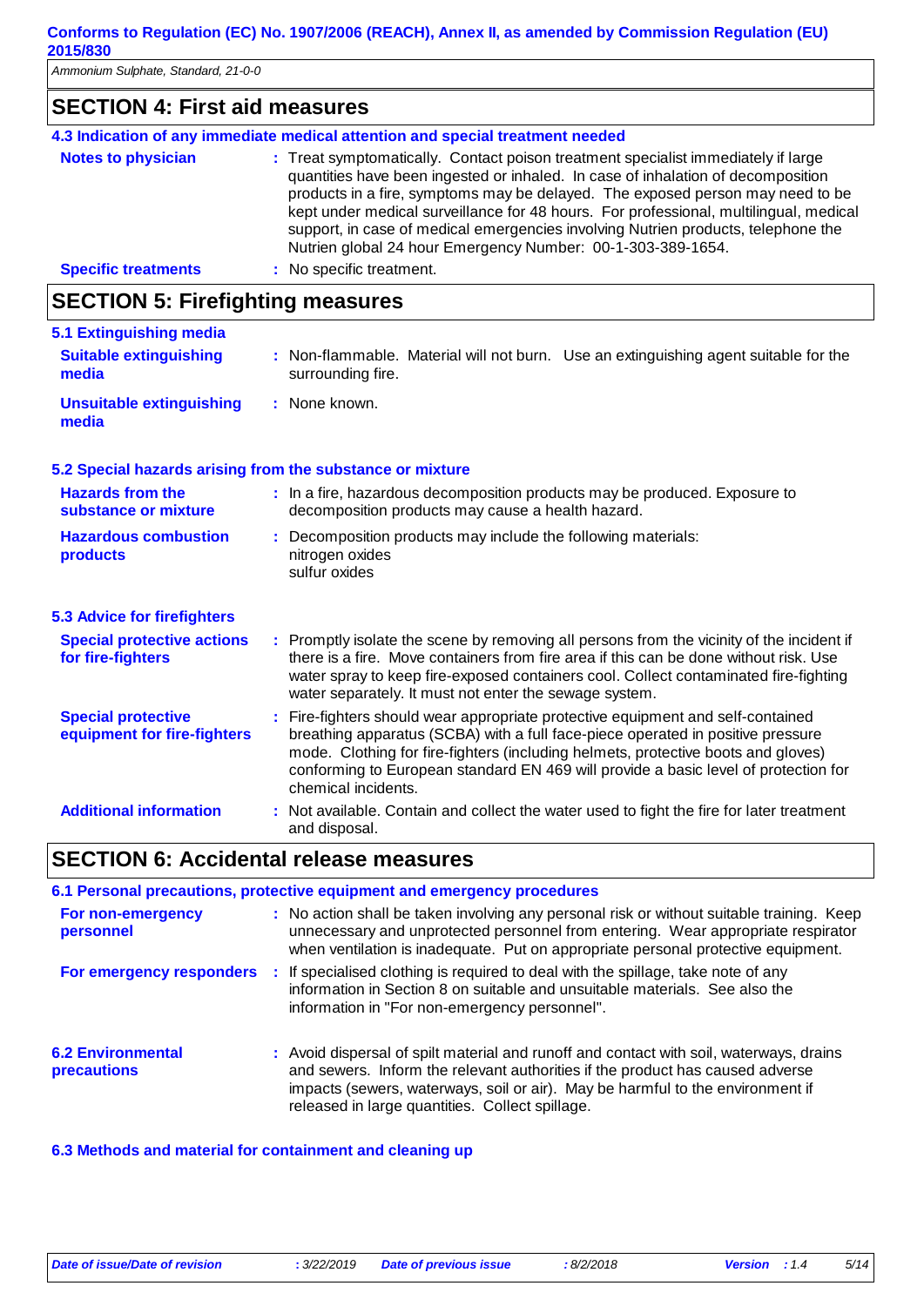## SECTION 4: First aid measures

### 4.3 Indication of any immediate medical attention and special treatment needed

**Notes to physician** : Treat symptomatically. Contact poison treatment specialist immediately if large quantities have been ingested or inhaled. In case of inhalation of decomposition products in a fire, symptoms may be delayed. The exposed person may need to be kept under medical surveillance for 48 hours. For professional, multilingual, medical support, in case of medical emergencies involving Nutrien products, telephone the Nutrien global 24 hour Emergency Number: 00-1-303-389-1654.

**Specific treatments** : No specific treatment.

## SECTION 5: Firefighting measures

### 5.1 Extinguishing media

**Suitable extinguishing media** : Non-flammable. Material will not burn. Use an extinguishing agent suitable for the surrounding fire.

**Unsuitable extinguishing media** : None known.

### 5.2 Special hazards arising from the substance or mixture

**Hazards from the substance or mixture** : In a fire, hazardous decomposition products may be produced. Exposure to decomposition products may cause a health hazard.

**Hazardous combustion products** : Decomposition products may include the following materials:
nitrogen oxides
sulfur oxides

### 5.3 Advice for firefighters

**Special protective actions for fire-fighters** : Promptly isolate the scene by removing all persons from the vicinity of the incident if there is a fire. Move containers from fire area if this can be done without risk. Use water spray to keep fire-exposed containers cool. Collect contaminated fire-fighting water separately. It must not enter the sewage system.

**Special protective equipment for fire-fighters** : Fire-fighters should wear appropriate protective equipment and self-contained breathing apparatus (SCBA) with a full face-piece operated in positive pressure mode. Clothing for fire-fighters (including helmets, protective boots and gloves) conforming to European standard EN 469 will provide a basic level of protection for chemical incidents.

**Additional information** : Not available. Contain and collect the water used to fight the fire for later treatment and disposal.

## SECTION 6: Accidental release measures

### 6.1 Personal precautions, protective equipment and emergency procedures

**For non-emergency personnel** : No action shall be taken involving any personal risk or without suitable training. Keep unnecessary and unprotected personnel from entering. Wear appropriate respirator when ventilation is inadequate. Put on appropriate personal protective equipment.

**For emergency responders** : If specialised clothing is required to deal with the spillage, take note of any information in Section 8 on suitable and unsuitable materials. See also the information in "For non-emergency personnel".

### 6.2 Environmental precautions

: Avoid dispersal of spilt material and runoff and contact with soil, waterways, drains and sewers. Inform the relevant authorities if the product has caused adverse impacts (sewers, waterways, soil or air). May be harmful to the environment if released in large quantities. Collect spillage.

### 6.3 Methods and material for containment and cleaning up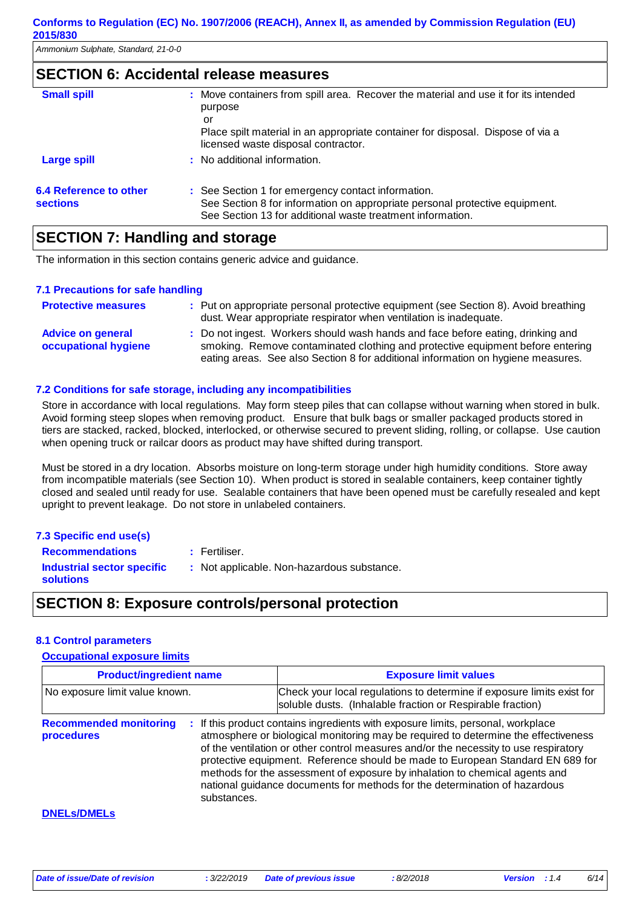## SECTION 6: Accidental release measures

**Small spill** : Move containers from spill area. Recover the material and use it for its intended purpose
or
Place spilt material in an appropriate container for disposal. Dispose of via a licensed waste disposal contractor.

**Large spill** : No additional information.

**6.4 Reference to other sections** : See Section 1 for emergency contact information.
See Section 8 for information on appropriate personal protective equipment.
See Section 13 for additional waste treatment information.

## SECTION 7: Handling and storage

The information in this section contains generic advice and guidance.

### 7.1 Precautions for safe handling

**Protective measures** : Put on appropriate personal protective equipment (see Section 8). Avoid breathing dust. Wear appropriate respirator when ventilation is inadequate.

**Advice on general occupational hygiene** : Do not ingest. Workers should wash hands and face before eating, drinking and smoking. Remove contaminated clothing and protective equipment before entering eating areas. See also Section 8 for additional information on hygiene measures.

### 7.2 Conditions for safe storage, including any incompatibilities

Store in accordance with local regulations. May form steep piles that can collapse without warning when stored in bulk. Avoid forming steep slopes when removing product. Ensure that bulk bags or smaller packaged products stored in tiers are stacked, racked, blocked, interlocked, or otherwise secured to prevent sliding, rolling, or collapse. Use caution when opening truck or railcar doors as product may have shifted during transport.

Must be stored in a dry location. Absorbs moisture on long-term storage under high humidity conditions. Store away from incompatible materials (see Section 10). When product is stored in sealable containers, keep container tightly closed and sealed until ready for use. Sealable containers that have been opened must be carefully resealed and kept upright to prevent leakage. Do not store in unlabeled containers.

### 7.3 Specific end use(s)

**Recommendations** : Fertiliser.

**Industrial sector specific solutions** : Not applicable. Non-hazardous substance.

## SECTION 8: Exposure controls/personal protection

### 8.1 Control parameters

**Occupational exposure limits**

| Product/ingredient name | Exposure limit values |
| --- | --- |
| No exposure limit value known. | Check your local regulations to determine if exposure limits exist for soluble dusts. (Inhalable fraction or Respirable fraction) |

**Recommended monitoring procedures** : If this product contains ingredients with exposure limits, personal, workplace atmosphere or biological monitoring may be required to determine the effectiveness of the ventilation or other control measures and/or the necessity to use respiratory protective equipment. Reference should be made to European Standard EN 689 for methods for the assessment of exposure by inhalation to chemical agents and national guidance documents for methods for the determination of hazardous substances.

**DNELs/DMELs**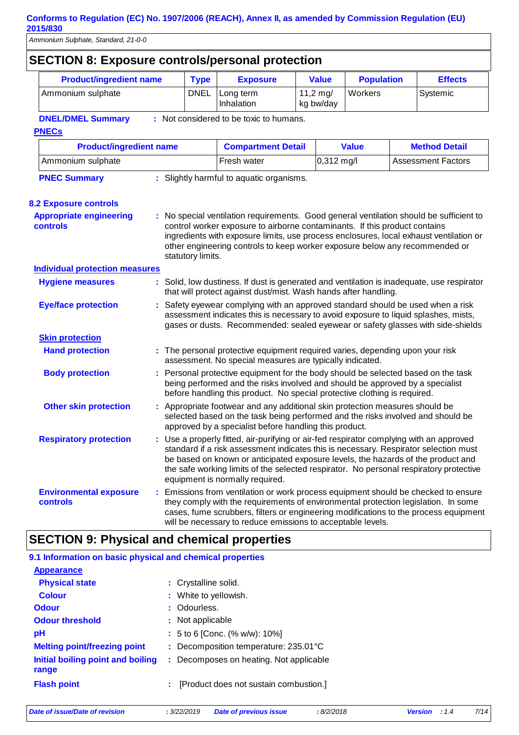## SECTION 8: Exposure controls/personal protection

| Product/ingredient name | Type | Exposure | Value | Population | Effects |
|---|---|---|---|---|---|
| Ammonium sulphate | DNEL | Long term Inhalation | 11,2 mg/ kg bw/day | Workers | Systemic |

**DNEL/DMEL Summary** : Not considered to be toxic to humans.

**PNECs**

| Product/ingredient name | Compartment Detail | Value | Method Detail |
|---|---|---|---|
| Ammonium sulphate | Fresh water | 0,312 mg/l | Assessment Factors |

**PNEC Summary** : Slightly harmful to aquatic organisms.

### 8.2 Exposure controls

**Appropriate engineering controls** : No special ventilation requirements. Good general ventilation should be sufficient to control worker exposure to airborne contaminants. If this product contains ingredients with exposure limits, use process enclosures, local exhaust ventilation or other engineering controls to keep worker exposure below any recommended or statutory limits.

**Individual protection measures**

**Hygiene measures** : Solid, low dustiness. If dust is generated and ventilation is inadequate, use respirator that will protect against dust/mist. Wash hands after handling.

**Eye/face protection** : Safety eyewear complying with an approved standard should be used when a risk assessment indicates this is necessary to avoid exposure to liquid splashes, mists, gases or dusts. Recommended: sealed eyewear or safety glasses with side-shields

**Skin protection**

**Hand protection** : The personal protective equipment required varies, depending upon your risk assessment. No special measures are typically indicated.

**Body protection** : Personal protective equipment for the body should be selected based on the task being performed and the risks involved and should be approved by a specialist before handling this product. No special protective clothing is required.

**Other skin protection** : Appropriate footwear and any additional skin protection measures should be selected based on the task being performed and the risks involved and should be approved by a specialist before handling this product.

**Respiratory protection** : Use a properly fitted, air-purifying or air-fed respirator complying with an approved standard if a risk assessment indicates this is necessary. Respirator selection must be based on known or anticipated exposure levels, the hazards of the product and the safe working limits of the selected respirator. No personal respiratory protective equipment is normally required.

**Environmental exposure controls** : Emissions from ventilation or work process equipment should be checked to ensure they comply with the requirements of environmental protection legislation. In some cases, fume scrubbers, filters or engineering modifications to the process equipment will be necessary to reduce emissions to acceptable levels.

## SECTION 9: Physical and chemical properties

### 9.1 Information on basic physical and chemical properties

**Appearance**

**Physical state** : Crystalline solid.

**Colour** : White to yellowish.

**Odour** : Odourless.

**Odour threshold** : Not applicable

**pH** : 5 to 6 [Conc. (% w/w): 10%]

**Melting point/freezing point** : Decomposition temperature: 235.01°C

**Initial boiling point and boiling range** : Decomposes on heating. Not applicable

**Flash point** : [Product does not sustain combustion.]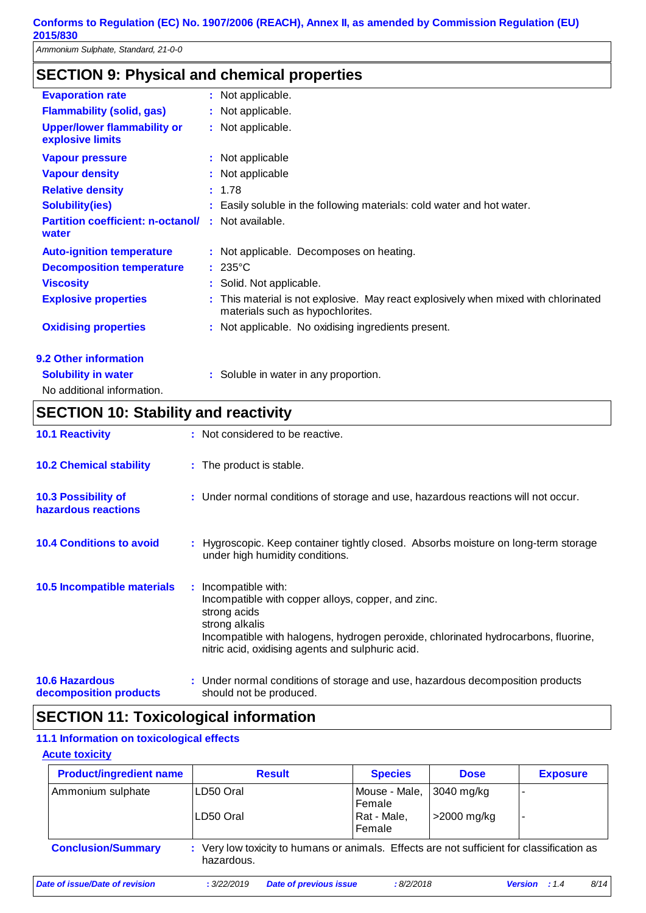## SECTION 9: Physical and chemical properties

| | |
|---|---|
| **Evaporation rate** | : Not applicable. |
| **Flammability (solid, gas)** | : Not applicable. |
| **Upper/lower flammability or explosive limits** | : Not applicable. |
| **Vapour pressure** | : Not applicable |
| **Vapour density** | : Not applicable |
| **Relative density** | : 1.78 |
| **Solubility(ies)** | : Easily soluble in the following materials: cold water and hot water. |
| **Partition coefficient: n-octanol/ water** | : Not available. |
| **Auto-ignition temperature** | : Not applicable. Decomposes on heating. |
| **Decomposition temperature** | : 235°C |
| **Viscosity** | : Solid. Not applicable. |
| **Explosive properties** | : This material is not explosive. May react explosively when mixed with chlorinated materials such as hypochlorites. |
| **Oxidising properties** | : Not applicable. No oxidising ingredients present. |

### 9.2 Other information

**Solubility in water** : Soluble in water in any proportion.

No additional information.

## SECTION 10: Stability and reactivity

**10.1 Reactivity** : Not considered to be reactive.

**10.2 Chemical stability** : The product is stable.

**10.3 Possibility of hazardous reactions** : Under normal conditions of storage and use, hazardous reactions will not occur.

**10.4 Conditions to avoid** : Hygroscopic. Keep container tightly closed. Absorbs moisture on long-term storage under high humidity conditions.

**10.5 Incompatible materials** : Incompatible with:
Incompatible with copper alloys, copper, and zinc.
strong acids
strong alkalis
Incompatible with halogens, hydrogen peroxide, chlorinated hydrocarbons, fluorine, nitric acid, oxidising agents and sulphuric acid.

**10.6 Hazardous decomposition products** : Under normal conditions of storage and use, hazardous decomposition products should not be produced.

## SECTION 11: Toxicological information

### 11.1 Information on toxicological effects

**Acute toxicity**

| Product/ingredient name | Result | Species | Dose | Exposure |
|---|---|---|---|---|
| Ammonium sulphate | LD50 Oral | Mouse - Male, Female | 3040 mg/kg | - |
| | LD50 Oral | Rat - Male, Female | >2000 mg/kg | - |

**Conclusion/Summary** : Very low toxicity to humans or animals. Effects are not sufficient for classification as hazardous.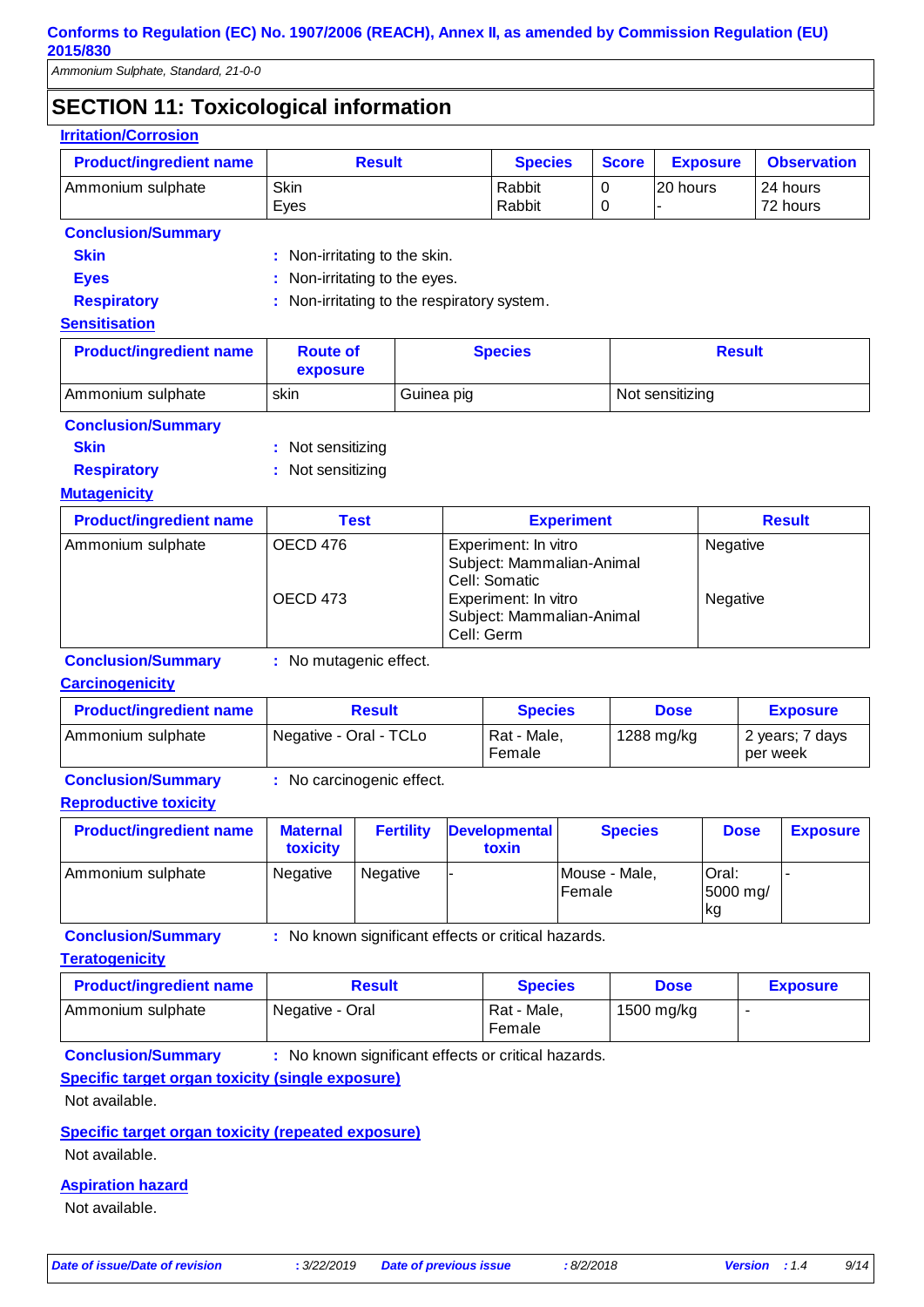## SECTION 11: Toxicological information

**Irritation/Corrosion**

| Product/ingredient name | Result | Species | Score | Exposure | Observation |
|---|---|---|---|---|---|
| Ammonium sulphate | Skin<br>Eyes | Rabbit<br>Rabbit | 0<br>0 | 20 hours<br>- | 24 hours<br>72 hours |

**Conclusion/Summary**

**Skin** : Non-irritating to the skin.

**Eyes** : Non-irritating to the eyes.

**Respiratory** : Non-irritating to the respiratory system.

**Sensitisation**

| Product/ingredient name | Route of exposure | Species | Result |
|---|---|---|---|
| Ammonium sulphate | skin | Guinea pig | Not sensitizing |

**Conclusion/Summary**

**Skin** : Not sensitizing

**Respiratory** : Not sensitizing

**Mutagenicity**

| Product/ingredient name | Test | Experiment | Result |
|---|---|---|---|
| Ammonium sulphate | OECD 476 | Experiment: In vitro<br>Subject: Mammalian-Animal<br>Cell: Somatic | Negative |
| | OECD 473 | Experiment: In vitro<br>Subject: Mammalian-Animal<br>Cell: Germ | Negative |

**Conclusion/Summary** : No mutagenic effect.

**Carcinogenicity**

| Product/ingredient name | Result | Species | Dose | Exposure |
|---|---|---|---|---|
| Ammonium sulphate | Negative - Oral - TCLo | Rat - Male, Female | 1288 mg/kg | 2 years; 7 days per week |

**Conclusion/Summary** : No carcinogenic effect.

**Reproductive toxicity**

| Product/ingredient name | Maternal toxicity | Fertility | Developmental toxin | Species | Dose | Exposure |
|---|---|---|---|---|---|---|
| Ammonium sulphate | Negative | Negative | - | Mouse - Male, Female | Oral: 5000 mg/kg | - |

**Conclusion/Summary** : No known significant effects or critical hazards.

**Teratogenicity**

| Product/ingredient name | Result | Species | Dose | Exposure |
|---|---|---|---|---|
| Ammonium sulphate | Negative - Oral | Rat - Male, Female | 1500 mg/kg | - |

**Conclusion/Summary** : No known significant effects or critical hazards.

**Specific target organ toxicity (single exposure)**

Not available.

**Specific target organ toxicity (repeated exposure)**

Not available.

**Aspiration hazard**

Not available.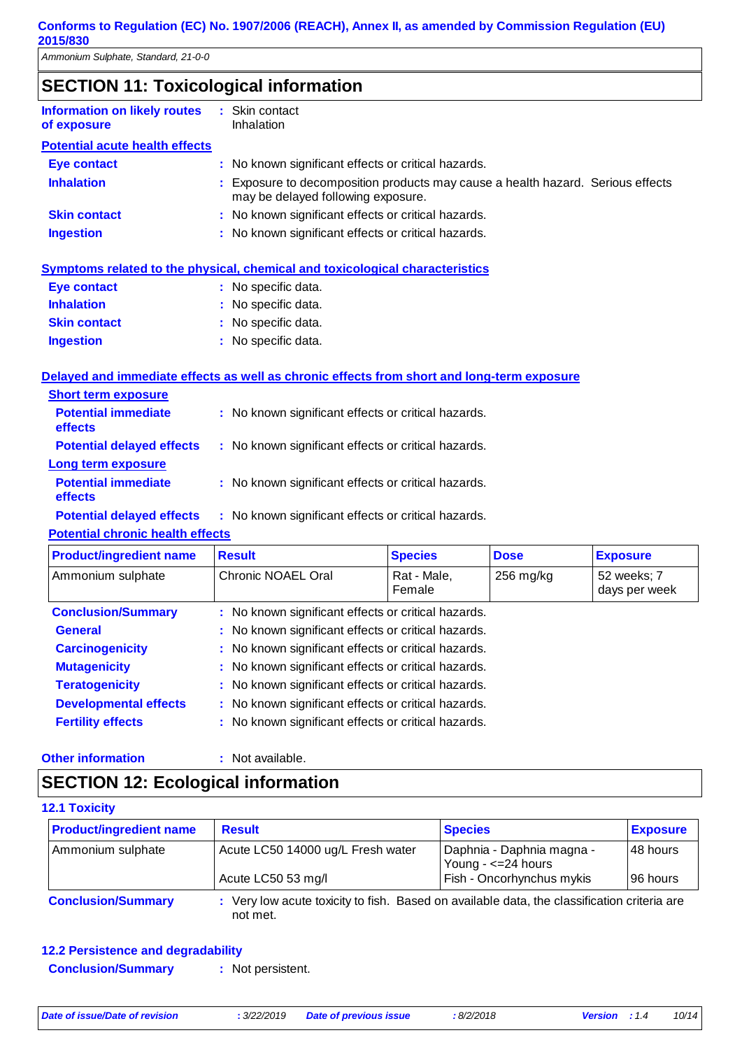## SECTION 11: Toxicological information

**Information on likely routes of exposure** : Skin contact
Inhalation

**Potential acute health effects**

**Eye contact** : No known significant effects or critical hazards.

**Inhalation** : Exposure to decomposition products may cause a health hazard. Serious effects may be delayed following exposure.

**Skin contact** : No known significant effects or critical hazards.

**Ingestion** : No known significant effects or critical hazards.

**Symptoms related to the physical, chemical and toxicological characteristics**

**Eye contact** : No specific data.

**Inhalation** : No specific data.

**Skin contact** : No specific data.

**Ingestion** : No specific data.

**Delayed and immediate effects as well as chronic effects from short and long-term exposure**

**Short term exposure**

**Potential immediate effects** : No known significant effects or critical hazards.

**Potential delayed effects** : No known significant effects or critical hazards.

**Long term exposure**

**Potential immediate effects** : No known significant effects or critical hazards.

**Potential delayed effects** : No known significant effects or critical hazards.

**Potential chronic health effects**

| Product/ingredient name | Result | Species | Dose | Exposure |
|---|---|---|---|---|
| Ammonium sulphate | Chronic NOAEL Oral | Rat - Male, Female | 256 mg/kg | 52 weeks; 7 days per week |

**Conclusion/Summary** : No known significant effects or critical hazards.

**General** : No known significant effects or critical hazards.

**Carcinogenicity** : No known significant effects or critical hazards.

**Mutagenicity** : No known significant effects or critical hazards.

**Teratogenicity** : No known significant effects or critical hazards.

**Developmental effects** : No known significant effects or critical hazards.

**Fertility effects** : No known significant effects or critical hazards.

**Other information** : Not available.

## SECTION 12: Ecological information

### 12.1 Toxicity

| Product/ingredient name | Result | Species | Exposure |
|---|---|---|---|
| Ammonium sulphate | Acute LC50 14000 ug/L Fresh water | Daphnia - Daphnia magna - Young - <=24 hours | 48 hours |
| | Acute LC50 53 mg/l | Fish - Oncorhynchus mykis | 96 hours |

**Conclusion/Summary** : Very low acute toxicity to fish. Based on available data, the classification criteria are not met.

### 12.2 Persistence and degradability

**Conclusion/Summary** : Not persistent.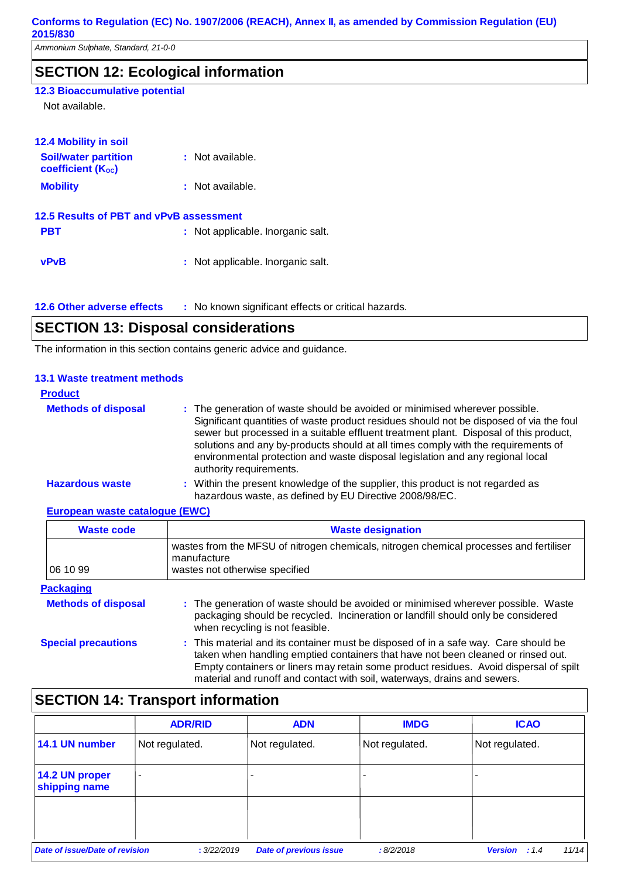## SECTION 12: Ecological information

### 12.3 Bioaccumulative potential

Not available.

### 12.4 Mobility in soil

**Soil/water partition coefficient ($K_{OC}$)** : Not available.

**Mobility** : Not available.

### 12.5 Results of PBT and vPvB assessment

**PBT** : Not applicable. Inorganic salt.

**vPvB** : Not applicable. Inorganic salt.

### 12.6 Other adverse effects

: No known significant effects or critical hazards.

## SECTION 13: Disposal considerations

The information in this section contains generic advice and guidance.

### 13.1 Waste treatment methods

**Product**

**Methods of disposal** : The generation of waste should be avoided or minimised wherever possible. Significant quantities of waste product residues should not be disposed of via the foul sewer but processed in a suitable effluent treatment plant. Disposal of this product, solutions and any by-products should at all times comply with the requirements of environmental protection and waste disposal legislation and any regional local authority requirements.

**Hazardous waste** : Within the present knowledge of the supplier, this product is not regarded as hazardous waste, as defined by EU Directive 2008/98/EC.

**European waste catalogue (EWC)**

| Waste code | Waste designation |
|---|---|
| 06 10 99 | wastes from the MFSU of nitrogen chemicals, nitrogen chemical processes and fertiliser manufacture<br>wastes not otherwise specified |

**Packaging**

**Methods of disposal** : The generation of waste should be avoided or minimised wherever possible. Waste packaging should be recycled. Incineration or landfill should only be considered when recycling is not feasible.

**Special precautions** : This material and its container must be disposed of in a safe way. Care should be taken when handling emptied containers that have not been cleaned or rinsed out. Empty containers or liners may retain some product residues. Avoid dispersal of spilt material and runoff and contact with soil, waterways, drains and sewers.

## SECTION 14: Transport information

| | ADR/RID | ADN | IMDG | ICAO |
|---|---|---|---|---|
| 14.1 UN number | Not regulated. | Not regulated. | Not regulated. | Not regulated. |
| 14.2 UN proper shipping name | - | - | - | - |
| | | | | |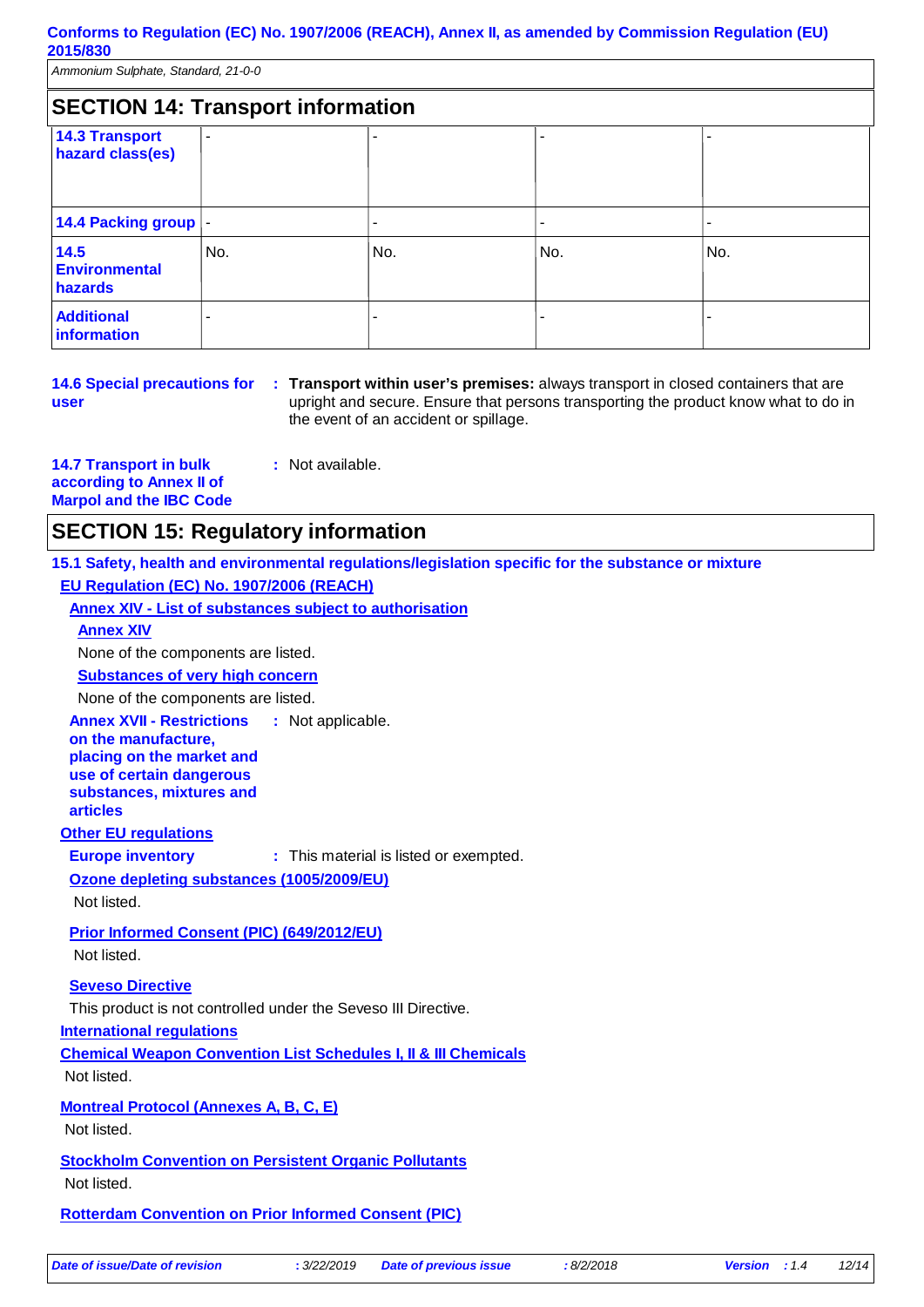## SECTION 14: Transport information

| | | | | |
|---|---|---|---|---|
| **14.3 Transport hazard class(es)** | - | - | - | - |
| **14.4 Packing group** | - | - | - | - |
| **14.5 Environmental hazards** | No. | No. | No. | No. |
| **Additional information** | - | - | - | - |

**14.6 Special precautions for user** : **Transport within user's premises:** always transport in closed containers that are upright and secure. Ensure that persons transporting the product know what to do in the event of an accident or spillage.

**14.7 Transport in bulk according to Annex II of Marpol and the IBC Code** : Not available.

## SECTION 15: Regulatory information

### 15.1 Safety, health and environmental regulations/legislation specific for the substance or mixture

**EU Regulation (EC) No. 1907/2006 (REACH)**

**Annex XIV - List of substances subject to authorisation**

**Annex XIV**

None of the components are listed.

**Substances of very high concern**

None of the components are listed.

**Annex XVII - Restrictions on the manufacture, placing on the market and use of certain dangerous substances, mixtures and articles** : Not applicable.

**Other EU regulations**

**Europe inventory** : This material is listed or exempted.

**Ozone depleting substances (1005/2009/EU)**

Not listed.

**Prior Informed Consent (PIC) (649/2012/EU)**

Not listed.

**Seveso Directive**

This product is not controlled under the Seveso III Directive.

**International regulations**

**Chemical Weapon Convention List Schedules I, II & III Chemicals**

Not listed.

**Montreal Protocol (Annexes A, B, C, E)**

Not listed.

**Stockholm Convention on Persistent Organic Pollutants**

Not listed.

**Rotterdam Convention on Prior Informed Consent (PIC)**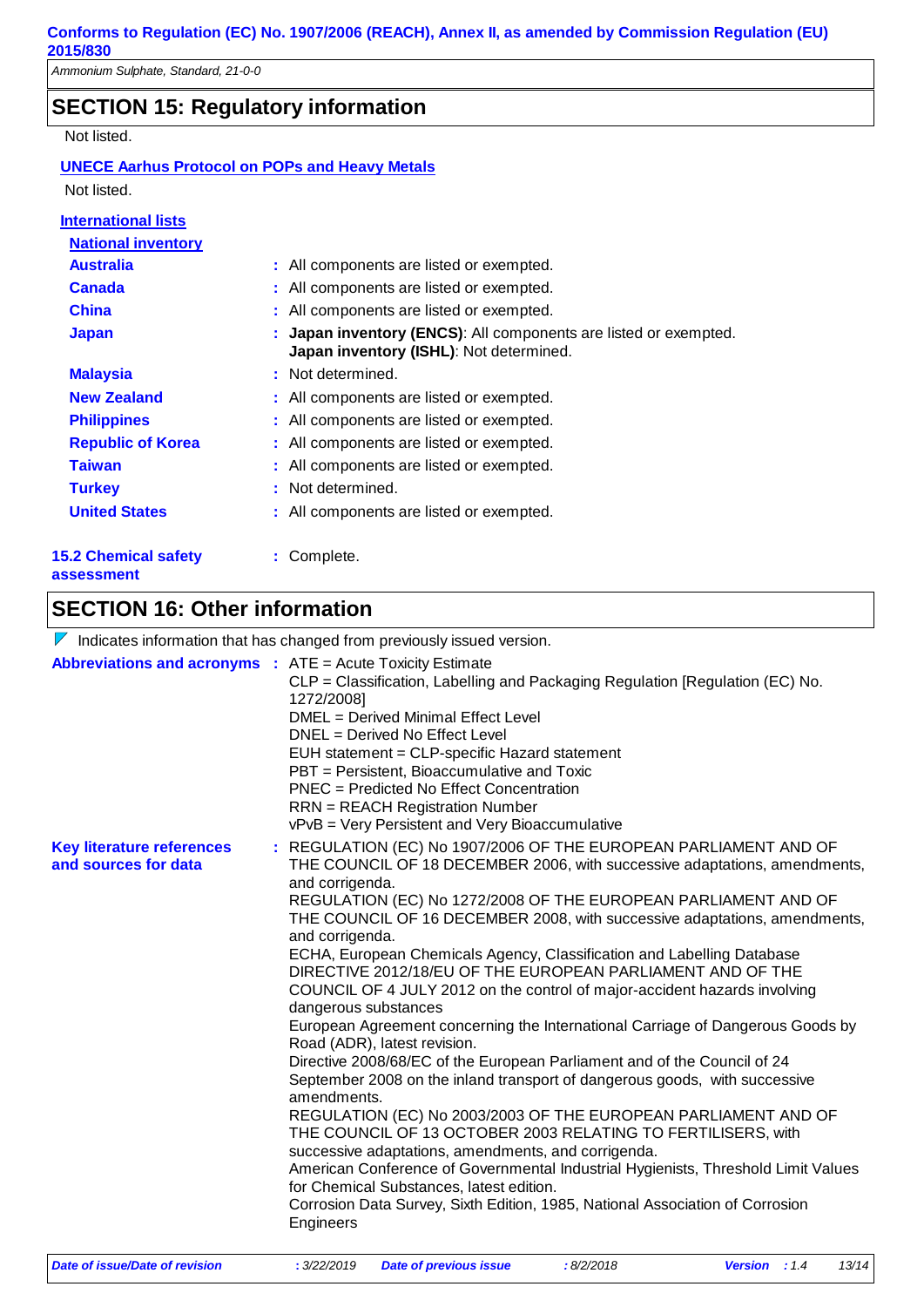## SECTION 15: Regulatory information

Not listed.

**UNECE Aarhus Protocol on POPs and Heavy Metals**

Not listed.

**International lists**

**National inventory**

| | |
|---|---|
| **Australia** | : All components are listed or exempted. |
| **Canada** | : All components are listed or exempted. |
| **China** | : All components are listed or exempted. |
| **Japan** | : **Japan inventory (ENCS)**: All components are listed or exempted. **Japan inventory (ISHL)**: Not determined. |
| **Malaysia** | : Not determined. |
| **New Zealand** | : All components are listed or exempted. |
| **Philippines** | : All components are listed or exempted. |
| **Republic of Korea** | : All components are listed or exempted. |
| **Taiwan** | : All components are listed or exempted. |
| **Turkey** | : Not determined. |
| **United States** | : All components are listed or exempted. |

**15.2 Chemical safety assessment** : Complete.

## SECTION 16: Other information

Indicates information that has changed from previously issued version.

**Abbreviations and acronyms** :
ATE = Acute Toxicity Estimate
CLP = Classification, Labelling and Packaging Regulation [Regulation (EC) No. 1272/2008]
DMEL = Derived Minimal Effect Level
DNEL = Derived No Effect Level
EUH statement = CLP-specific Hazard statement
PBT = Persistent, Bioaccumulative and Toxic
PNEC = Predicted No Effect Concentration
RRN = REACH Registration Number
vPvB = Very Persistent and Very Bioaccumulative

**Key literature references and sources for data** :
REGULATION (EC) No 1907/2006 OF THE EUROPEAN PARLIAMENT AND OF THE COUNCIL OF 18 DECEMBER 2006, with successive adaptations, amendments, and corrigenda.
REGULATION (EC) No 1272/2008 OF THE EUROPEAN PARLIAMENT AND OF THE COUNCIL OF 16 DECEMBER 2008, with successive adaptations, amendments, and corrigenda.
ECHA, European Chemicals Agency, Classification and Labelling Database
DIRECTIVE 2012/18/EU OF THE EUROPEAN PARLIAMENT AND OF THE COUNCIL OF 4 JULY 2012 on the control of major-accident hazards involving dangerous substances
European Agreement concerning the International Carriage of Dangerous Goods by Road (ADR), latest revision.
Directive 2008/68/EC of the European Parliament and of the Council of 24 September 2008 on the inland transport of dangerous goods, with successive amendments.
REGULATION (EC) No 2003/2003 OF THE EUROPEAN PARLIAMENT AND OF THE COUNCIL OF 13 OCTOBER 2003 RELATING TO FERTILISERS, with successive adaptations, amendments, and corrigenda.
American Conference of Governmental Industrial Hygienists, Threshold Limit Values for Chemical Substances, latest edition.
Corrosion Data Survey, Sixth Edition, 1985, National Association of Corrosion Engineers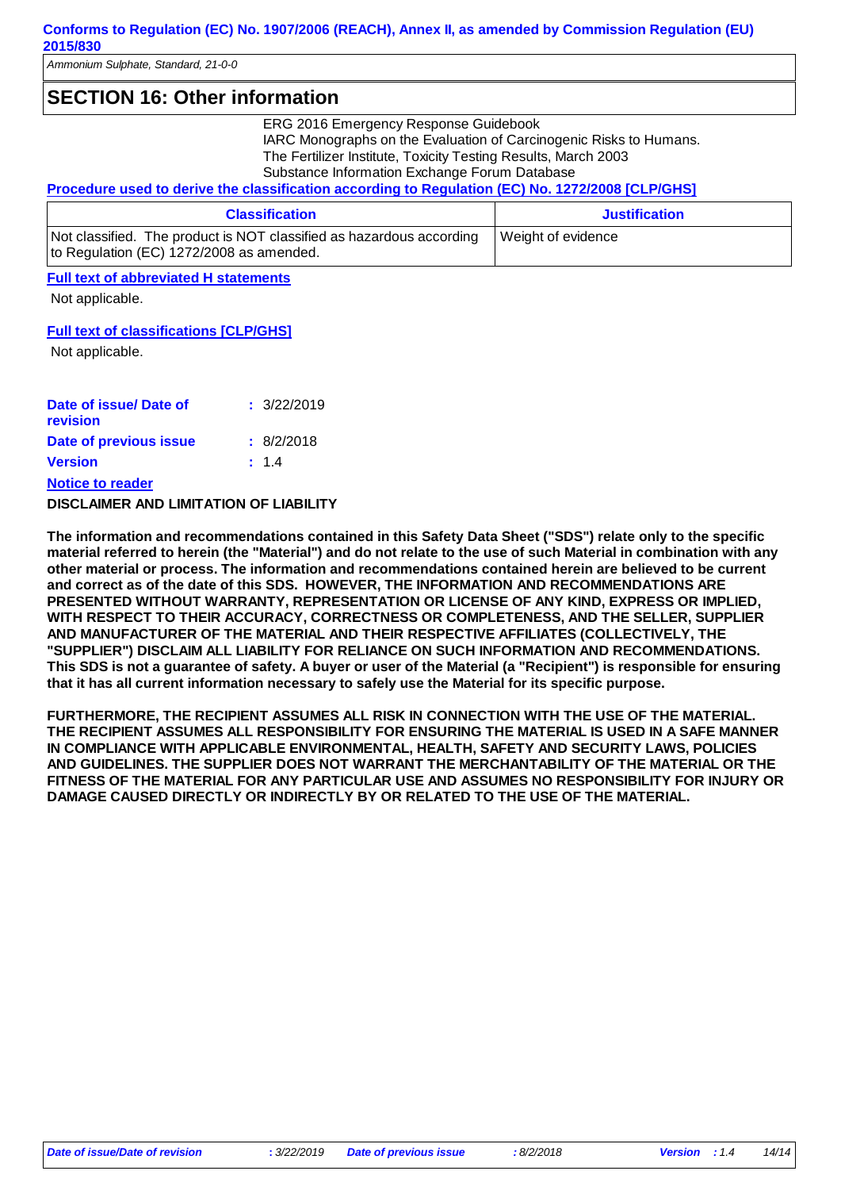## SECTION 16: Other information

ERG 2016 Emergency Response Guidebook
IARC Monographs on the Evaluation of Carcinogenic Risks to Humans.
The Fertilizer Institute, Toxicity Testing Results, March 2003
Substance Information Exchange Forum Database

**Procedure used to derive the classification according to Regulation (EC) No. 1272/2008 [CLP/GHS]**

| Classification | Justification |
|---|---|
| Not classified. The product is NOT classified as hazardous according to Regulation (EC) 1272/2008 as amended. | Weight of evidence |

**Full text of abbreviated H statements**

Not applicable.

**Full text of classifications [CLP/GHS]**

Not applicable.

**Date of issue/ Date of revision** : 3/22/2019

**Date of previous issue** : 8/2/2018

**Version** : 1.4

**Notice to reader**

**DISCLAIMER AND LIMITATION OF LIABILITY**

**The information and recommendations contained in this Safety Data Sheet ("SDS") relate only to the specific material referred to herein (the "Material") and do not relate to the use of such Material in combination with any other material or process. The information and recommendations contained herein are believed to be current and correct as of the date of this SDS. HOWEVER, THE INFORMATION AND RECOMMENDATIONS ARE PRESENTED WITHOUT WARRANTY, REPRESENTATION OR LICENSE OF ANY KIND, EXPRESS OR IMPLIED, WITH RESPECT TO THEIR ACCURACY, CORRECTNESS OR COMPLETENESS, AND THE SELLER, SUPPLIER AND MANUFACTURER OF THE MATERIAL AND THEIR RESPECTIVE AFFILIATES (COLLECTIVELY, THE "SUPPLIER") DISCLAIM ALL LIABILITY FOR RELIANCE ON SUCH INFORMATION AND RECOMMENDATIONS. This SDS is not a guarantee of safety. A buyer or user of the Material (a "Recipient") is responsible for ensuring that it has all current information necessary to safely use the Material for its specific purpose.**

**FURTHERMORE, THE RECIPIENT ASSUMES ALL RISK IN CONNECTION WITH THE USE OF THE MATERIAL. THE RECIPIENT ASSUMES ALL RESPONSIBILITY FOR ENSURING THE MATERIAL IS USED IN A SAFE MANNER IN COMPLIANCE WITH APPLICABLE ENVIRONMENTAL, HEALTH, SAFETY AND SECURITY LAWS, POLICIES AND GUIDELINES. THE SUPPLIER DOES NOT WARRANT THE MERCHANTABILITY OF THE MATERIAL OR THE FITNESS OF THE MATERIAL FOR ANY PARTICULAR USE AND ASSUMES NO RESPONSIBILITY FOR INJURY OR DAMAGE CAUSED DIRECTLY OR INDIRECTLY BY OR RELATED TO THE USE OF THE MATERIAL.**